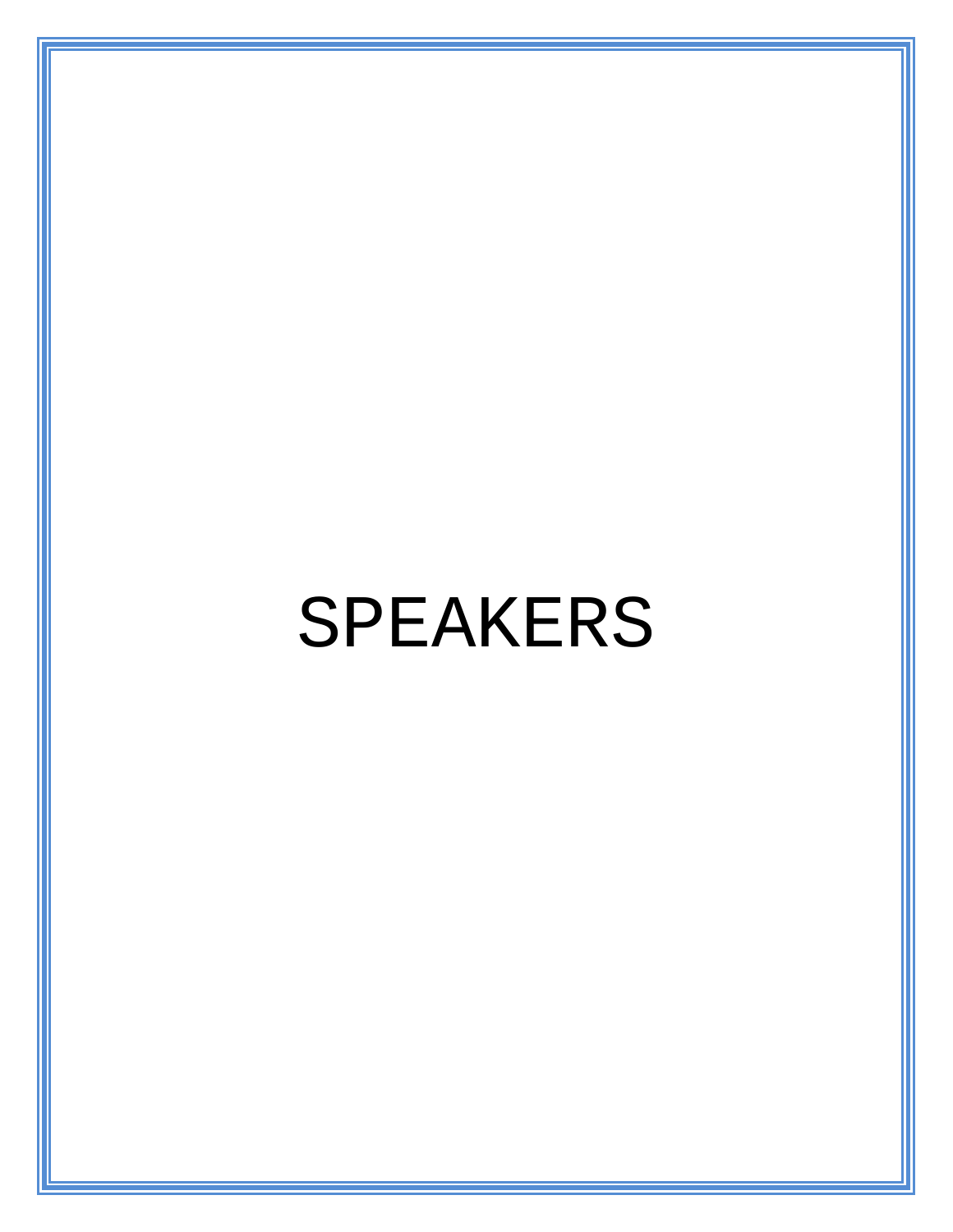# SPEAKERS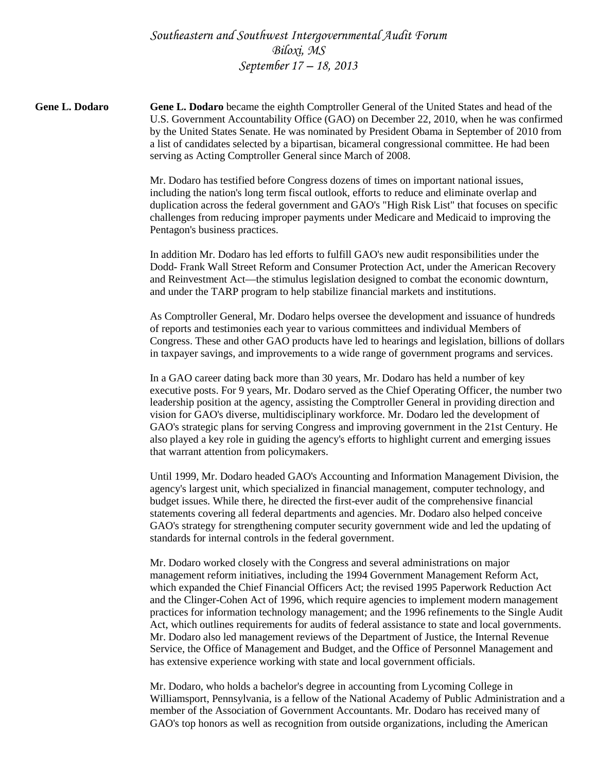*Southeastern and Southwest Intergovernmental Audit Forum*
*Biloxi, MS*
*September 17 – 18, 2013*

**Gene L. Dodaro**

**Gene L. Dodaro** became the eighth Comptroller General of the United States and head of the U.S. Government Accountability Office (GAO) on December 22, 2010, when he was confirmed by the United States Senate. He was nominated by President Obama in September of 2010 from a list of candidates selected by a bipartisan, bicameral congressional committee. He had been serving as Acting Comptroller General since March of 2008.

Mr. Dodaro has testified before Congress dozens of times on important national issues, including the nation's long term fiscal outlook, efforts to reduce and eliminate overlap and duplication across the federal government and GAO's "High Risk List" that focuses on specific challenges from reducing improper payments under Medicare and Medicaid to improving the Pentagon's business practices.

In addition Mr. Dodaro has led efforts to fulfill GAO's new audit responsibilities under the Dodd- Frank Wall Street Reform and Consumer Protection Act, under the American Recovery and Reinvestment Act—the stimulus legislation designed to combat the economic downturn, and under the TARP program to help stabilize financial markets and institutions.

As Comptroller General, Mr. Dodaro helps oversee the development and issuance of hundreds of reports and testimonies each year to various committees and individual Members of Congress. These and other GAO products have led to hearings and legislation, billions of dollars in taxpayer savings, and improvements to a wide range of government programs and services.

In a GAO career dating back more than 30 years, Mr. Dodaro has held a number of key executive posts. For 9 years, Mr. Dodaro served as the Chief Operating Officer, the number two leadership position at the agency, assisting the Comptroller General in providing direction and vision for GAO's diverse, multidisciplinary workforce. Mr. Dodaro led the development of GAO's strategic plans for serving Congress and improving government in the 21st Century. He also played a key role in guiding the agency's efforts to highlight current and emerging issues that warrant attention from policymakers.

Until 1999, Mr. Dodaro headed GAO's Accounting and Information Management Division, the agency's largest unit, which specialized in financial management, computer technology, and budget issues. While there, he directed the first-ever audit of the comprehensive financial statements covering all federal departments and agencies. Mr. Dodaro also helped conceive GAO's strategy for strengthening computer security government wide and led the updating of standards for internal controls in the federal government.

Mr. Dodaro worked closely with the Congress and several administrations on major management reform initiatives, including the 1994 Government Management Reform Act, which expanded the Chief Financial Officers Act; the revised 1995 Paperwork Reduction Act and the Clinger-Cohen Act of 1996, which require agencies to implement modern management practices for information technology management; and the 1996 refinements to the Single Audit Act, which outlines requirements for audits of federal assistance to state and local governments. Mr. Dodaro also led management reviews of the Department of Justice, the Internal Revenue Service, the Office of Management and Budget, and the Office of Personnel Management and has extensive experience working with state and local government officials.

Mr. Dodaro, who holds a bachelor's degree in accounting from Lycoming College in Williamsport, Pennsylvania, is a fellow of the National Academy of Public Administration and a member of the Association of Government Accountants. Mr. Dodaro has received many of GAO's top honors as well as recognition from outside organizations, including the American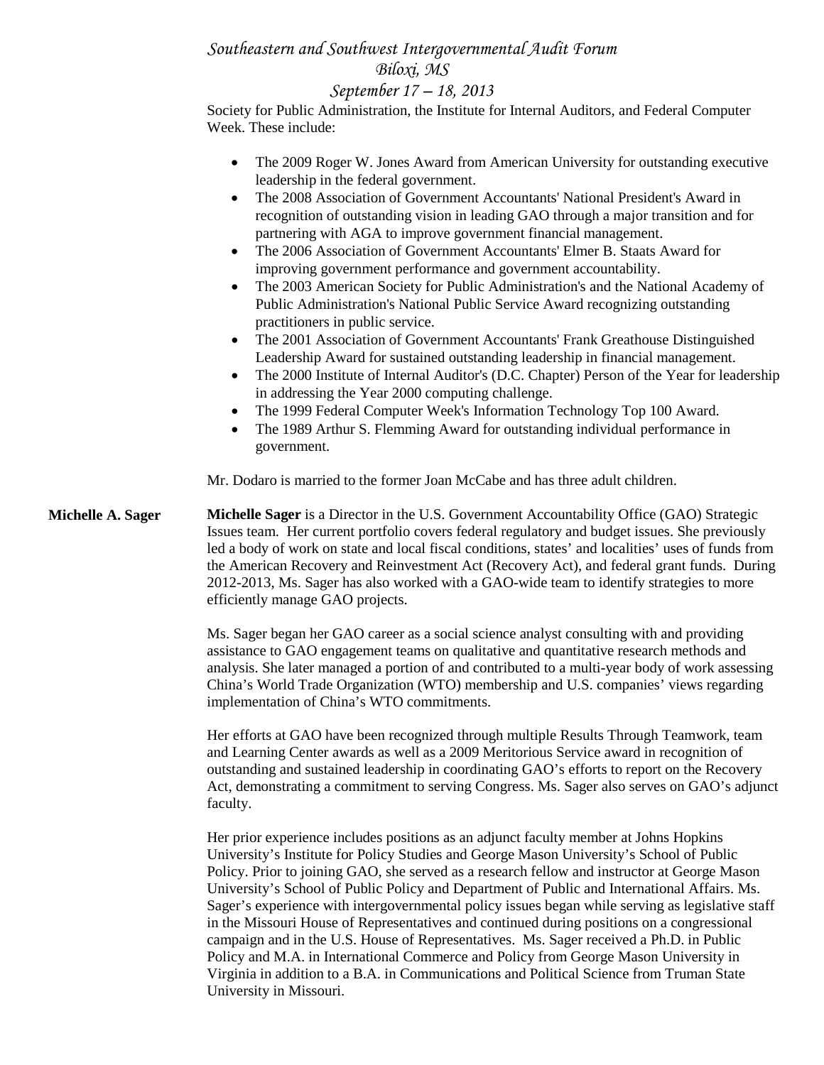Society for Public Administration, the Institute for Internal Auditors, and Federal Computer Week. These include:

- The 2009 Roger W. Jones Award from American University for outstanding executive leadership in the federal government.
- The 2008 Association of Government Accountants' National President's Award in recognition of outstanding vision in leading GAO through a major transition and for partnering with AGA to improve government financial management.
- The 2006 Association of Government Accountants' Elmer B. Staats Award for improving government performance and government accountability.
- The 2003 American Society for Public Administration's and the National Academy of Public Administration's National Public Service Award recognizing outstanding practitioners in public service.
- The 2001 Association of Government Accountants' Frank Greathouse Distinguished Leadership Award for sustained outstanding leadership in financial management.
- The 2000 Institute of Internal Auditor's (D.C. Chapter) Person of the Year for leadership in addressing the Year 2000 computing challenge.
- The 1999 Federal Computer Week's Information Technology Top 100 Award.
- The 1989 Arthur S. Flemming Award for outstanding individual performance in government.

Mr. Dodaro is married to the former Joan McCabe and has three adult children.

**Michelle A. Sager**

**Michelle Sager** is a Director in the U.S. Government Accountability Office (GAO) Strategic Issues team. Her current portfolio covers federal regulatory and budget issues. She previously led a body of work on state and local fiscal conditions, states' and localities' uses of funds from the American Recovery and Reinvestment Act (Recovery Act), and federal grant funds. During 2012-2013, Ms. Sager has also worked with a GAO-wide team to identify strategies to more efficiently manage GAO projects.

Ms. Sager began her GAO career as a social science analyst consulting with and providing assistance to GAO engagement teams on qualitative and quantitative research methods and analysis. She later managed a portion of and contributed to a multi-year body of work assessing China's World Trade Organization (WTO) membership and U.S. companies' views regarding implementation of China's WTO commitments.

Her efforts at GAO have been recognized through multiple Results Through Teamwork, team and Learning Center awards as well as a 2009 Meritorious Service award in recognition of outstanding and sustained leadership in coordinating GAO's efforts to report on the Recovery Act, demonstrating a commitment to serving Congress. Ms. Sager also serves on GAO's adjunct faculty.

Her prior experience includes positions as an adjunct faculty member at Johns Hopkins University's Institute for Policy Studies and George Mason University's School of Public Policy. Prior to joining GAO, she served as a research fellow and instructor at George Mason University's School of Public Policy and Department of Public and International Affairs. Ms. Sager's experience with intergovernmental policy issues began while serving as legislative staff in the Missouri House of Representatives and continued during positions on a congressional campaign and in the U.S. House of Representatives. Ms. Sager received a Ph.D. in Public Policy and M.A. in International Commerce and Policy from George Mason University in Virginia in addition to a B.A. in Communications and Political Science from Truman State University in Missouri.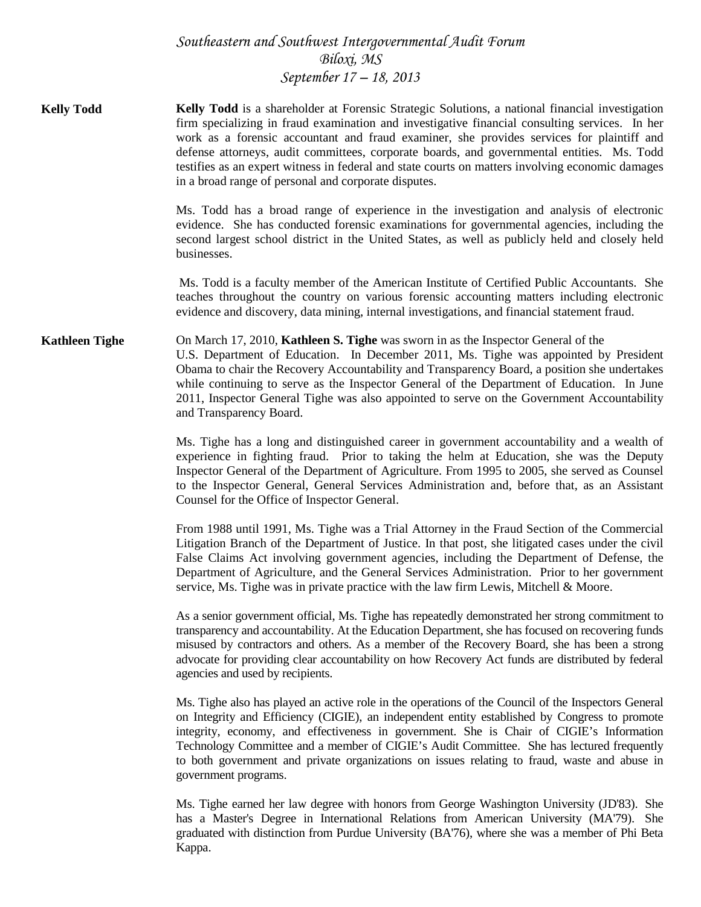*Southeastern and Southwest Intergovernmental Audit Forum*
*Biloxi, MS*
*September 17 – 18, 2013*

**Kelly Todd**

**Kelly Todd** is a shareholder at Forensic Strategic Solutions, a national financial investigation firm specializing in fraud examination and investigative financial consulting services. In her work as a forensic accountant and fraud examiner, she provides services for plaintiff and defense attorneys, audit committees, corporate boards, and governmental entities. Ms. Todd testifies as an expert witness in federal and state courts on matters involving economic damages in a broad range of personal and corporate disputes.

Ms. Todd has a broad range of experience in the investigation and analysis of electronic evidence. She has conducted forensic examinations for governmental agencies, including the second largest school district in the United States, as well as publicly held and closely held businesses.

Ms. Todd is a faculty member of the American Institute of Certified Public Accountants. She teaches throughout the country on various forensic accounting matters including electronic evidence and discovery, data mining, internal investigations, and financial statement fraud.

**Kathleen Tighe**

On March 17, 2010, **Kathleen S. Tighe** was sworn in as the Inspector General of the U.S. Department of Education. In December 2011, Ms. Tighe was appointed by President Obama to chair the Recovery Accountability and Transparency Board, a position she undertakes while continuing to serve as the Inspector General of the Department of Education. In June 2011, Inspector General Tighe was also appointed to serve on the Government Accountability and Transparency Board.

Ms. Tighe has a long and distinguished career in government accountability and a wealth of experience in fighting fraud. Prior to taking the helm at Education, she was the Deputy Inspector General of the Department of Agriculture. From 1995 to 2005, she served as Counsel to the Inspector General, General Services Administration and, before that, as an Assistant Counsel for the Office of Inspector General.

From 1988 until 1991, Ms. Tighe was a Trial Attorney in the Fraud Section of the Commercial Litigation Branch of the Department of Justice. In that post, she litigated cases under the civil False Claims Act involving government agencies, including the Department of Defense, the Department of Agriculture, and the General Services Administration. Prior to her government service, Ms. Tighe was in private practice with the law firm Lewis, Mitchell & Moore.

As a senior government official, Ms. Tighe has repeatedly demonstrated her strong commitment to transparency and accountability. At the Education Department, she has focused on recovering funds misused by contractors and others. As a member of the Recovery Board, she has been a strong advocate for providing clear accountability on how Recovery Act funds are distributed by federal agencies and used by recipients.

Ms. Tighe also has played an active role in the operations of the Council of the Inspectors General on Integrity and Efficiency (CIGIE), an independent entity established by Congress to promote integrity, economy, and effectiveness in government. She is Chair of CIGIE's Information Technology Committee and a member of CIGIE's Audit Committee. She has lectured frequently to both government and private organizations on issues relating to fraud, waste and abuse in government programs.

Ms. Tighe earned her law degree with honors from George Washington University (JD'83). She has a Master's Degree in International Relations from American University (MA'79). She graduated with distinction from Purdue University (BA'76), where she was a member of Phi Beta Kappa.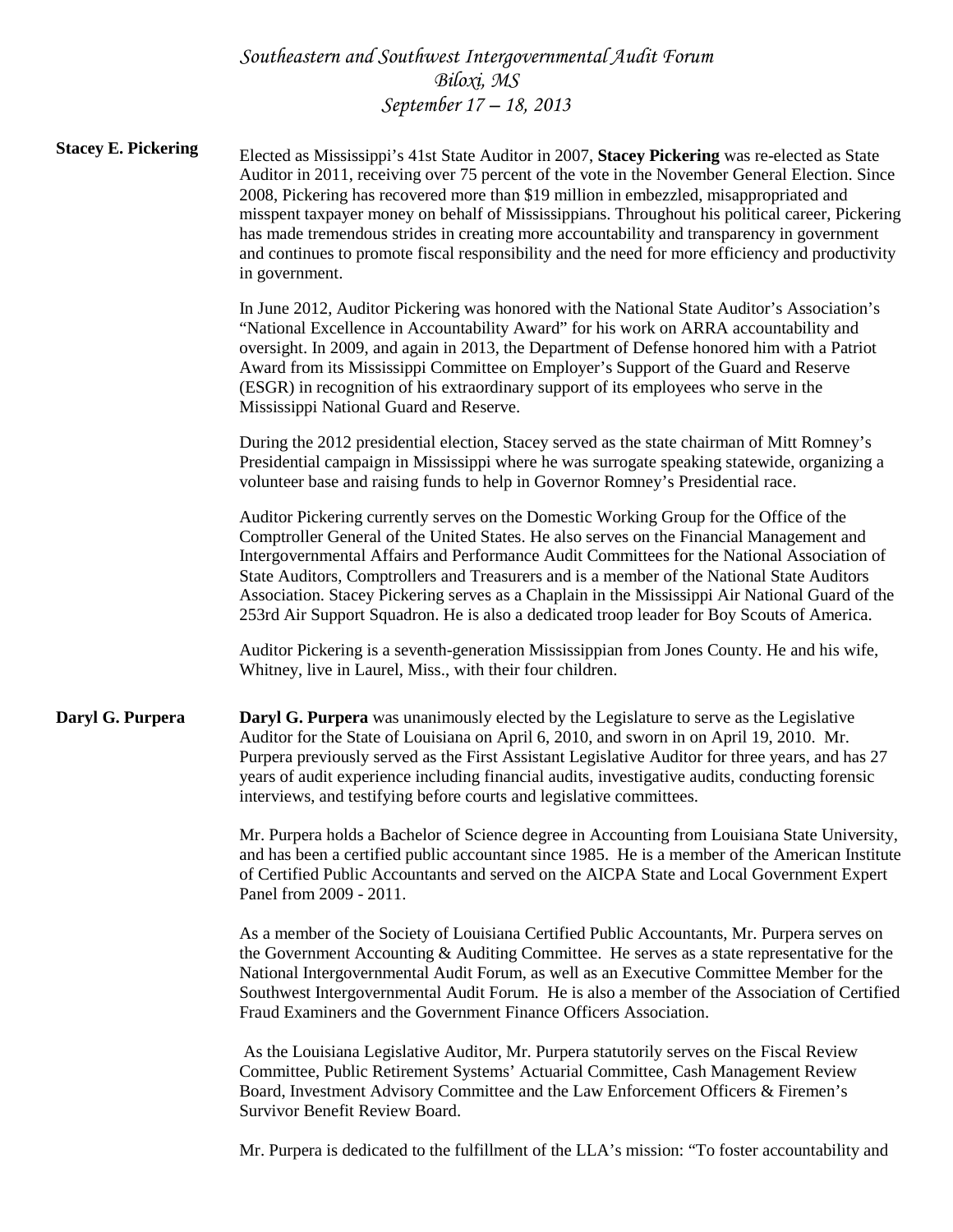*Southeastern and Southwest Intergovernmental Audit Forum*
*Biloxi, MS*
*September 17 – 18, 2013*

**Stacey E. Pickering**

Elected as Mississippi's 41st State Auditor in 2007, **Stacey Pickering** was re-elected as State Auditor in 2011, receiving over 75 percent of the vote in the November General Election. Since 2008, Pickering has recovered more than $19 million in embezzled, misappropriated and misspent taxpayer money on behalf of Mississippians. Throughout his political career, Pickering has made tremendous strides in creating more accountability and transparency in government and continues to promote fiscal responsibility and the need for more efficiency and productivity in government.

In June 2012, Auditor Pickering was honored with the National State Auditor's Association's "National Excellence in Accountability Award" for his work on ARRA accountability and oversight. In 2009, and again in 2013, the Department of Defense honored him with a Patriot Award from its Mississippi Committee on Employer's Support of the Guard and Reserve (ESGR) in recognition of his extraordinary support of its employees who serve in the Mississippi National Guard and Reserve.

During the 2012 presidential election, Stacey served as the state chairman of Mitt Romney's Presidential campaign in Mississippi where he was surrogate speaking statewide, organizing a volunteer base and raising funds to help in Governor Romney's Presidential race.

Auditor Pickering currently serves on the Domestic Working Group for the Office of the Comptroller General of the United States. He also serves on the Financial Management and Intergovernmental Affairs and Performance Audit Committees for the National Association of State Auditors, Comptrollers and Treasurers and is a member of the National State Auditors Association. Stacey Pickering serves as a Chaplain in the Mississippi Air National Guard of the 253rd Air Support Squadron. He is also a dedicated troop leader for Boy Scouts of America.

Auditor Pickering is a seventh-generation Mississippian from Jones County. He and his wife, Whitney, live in Laurel, Miss., with their four children.

**Daryl G. Purpera**

**Daryl G. Purpera** was unanimously elected by the Legislature to serve as the Legislative Auditor for the State of Louisiana on April 6, 2010, and sworn in on April 19, 2010. Mr. Purpera previously served as the First Assistant Legislative Auditor for three years, and has 27 years of audit experience including financial audits, investigative audits, conducting forensic interviews, and testifying before courts and legislative committees.

Mr. Purpera holds a Bachelor of Science degree in Accounting from Louisiana State University, and has been a certified public accountant since 1985. He is a member of the American Institute of Certified Public Accountants and served on the AICPA State and Local Government Expert Panel from 2009 - 2011.

As a member of the Society of Louisiana Certified Public Accountants, Mr. Purpera serves on the Government Accounting & Auditing Committee. He serves as a state representative for the National Intergovernmental Audit Forum, as well as an Executive Committee Member for the Southwest Intergovernmental Audit Forum. He is also a member of the Association of Certified Fraud Examiners and the Government Finance Officers Association.

As the Louisiana Legislative Auditor, Mr. Purpera statutorily serves on the Fiscal Review Committee, Public Retirement Systems' Actuarial Committee, Cash Management Review Board, Investment Advisory Committee and the Law Enforcement Officers & Firemen's Survivor Benefit Review Board.

Mr. Purpera is dedicated to the fulfillment of the LLA's mission: "To foster accountability and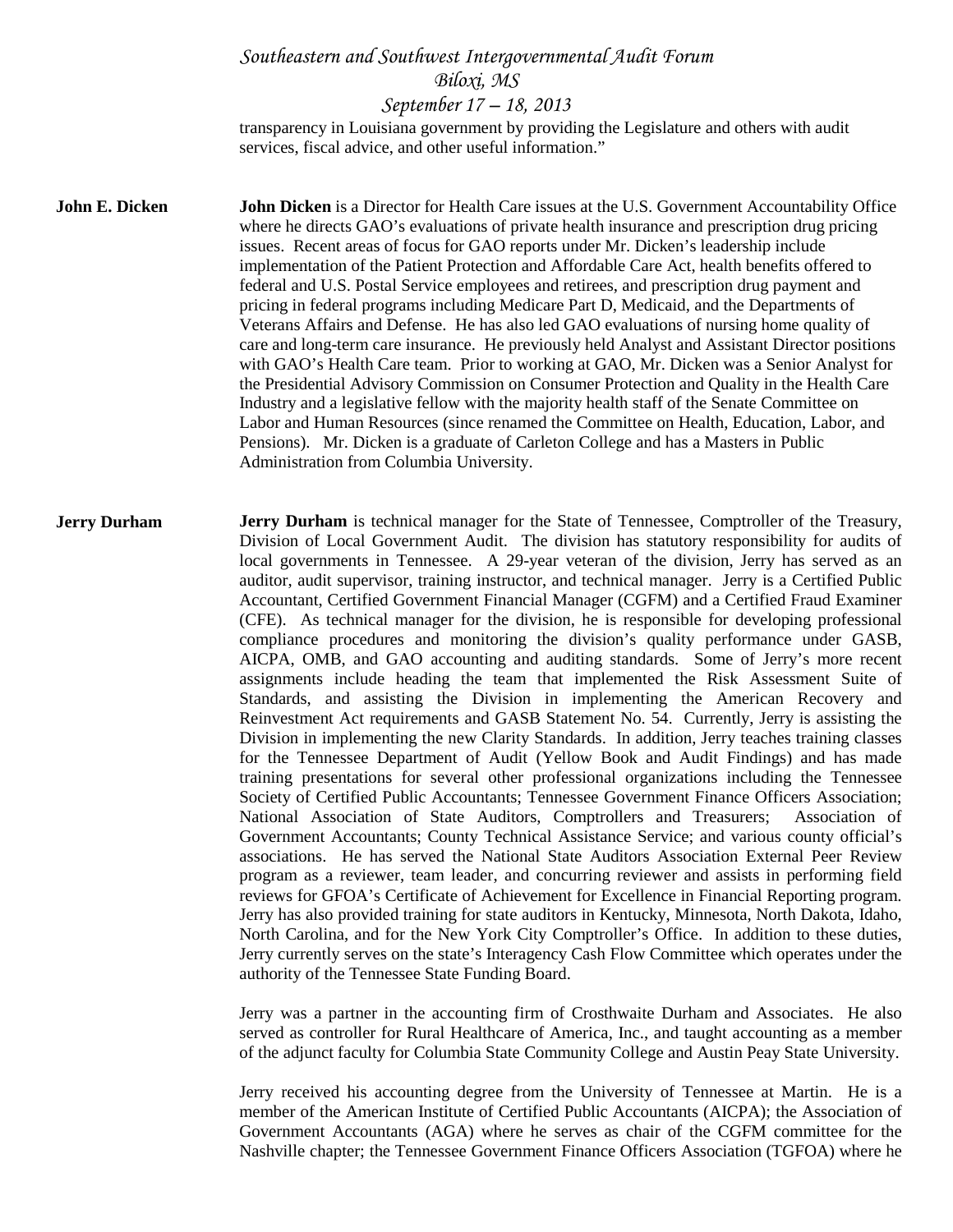transparency in Louisiana government by providing the Legislature and others with audit services, fiscal advice, and other useful information."

**John E. Dicken**

**John Dicken** is a Director for Health Care issues at the U.S. Government Accountability Office where he directs GAO's evaluations of private health insurance and prescription drug pricing issues. Recent areas of focus for GAO reports under Mr. Dicken's leadership include implementation of the Patient Protection and Affordable Care Act, health benefits offered to federal and U.S. Postal Service employees and retirees, and prescription drug payment and pricing in federal programs including Medicare Part D, Medicaid, and the Departments of Veterans Affairs and Defense. He has also led GAO evaluations of nursing home quality of care and long-term care insurance. He previously held Analyst and Assistant Director positions with GAO's Health Care team. Prior to working at GAO, Mr. Dicken was a Senior Analyst for the Presidential Advisory Commission on Consumer Protection and Quality in the Health Care Industry and a legislative fellow with the majority health staff of the Senate Committee on Labor and Human Resources (since renamed the Committee on Health, Education, Labor, and Pensions). Mr. Dicken is a graduate of Carleton College and has a Masters in Public Administration from Columbia University.

**Jerry Durham**

**Jerry Durham** is technical manager for the State of Tennessee, Comptroller of the Treasury, Division of Local Government Audit. The division has statutory responsibility for audits of local governments in Tennessee. A 29-year veteran of the division, Jerry has served as an auditor, audit supervisor, training instructor, and technical manager. Jerry is a Certified Public Accountant, Certified Government Financial Manager (CGFM) and a Certified Fraud Examiner (CFE). As technical manager for the division, he is responsible for developing professional compliance procedures and monitoring the division's quality performance under GASB, AICPA, OMB, and GAO accounting and auditing standards. Some of Jerry's more recent assignments include heading the team that implemented the Risk Assessment Suite of Standards, and assisting the Division in implementing the American Recovery and Reinvestment Act requirements and GASB Statement No. 54. Currently, Jerry is assisting the Division in implementing the new Clarity Standards. In addition, Jerry teaches training classes for the Tennessee Department of Audit (Yellow Book and Audit Findings) and has made training presentations for several other professional organizations including the Tennessee Society of Certified Public Accountants; Tennessee Government Finance Officers Association; National Association of State Auditors, Comptrollers and Treasurers; Association of Government Accountants; County Technical Assistance Service; and various county official's associations. He has served the National State Auditors Association External Peer Review program as a reviewer, team leader, and concurring reviewer and assists in performing field reviews for GFOA's Certificate of Achievement for Excellence in Financial Reporting program. Jerry has also provided training for state auditors in Kentucky, Minnesota, North Dakota, Idaho, North Carolina, and for the New York City Comptroller's Office. In addition to these duties, Jerry currently serves on the state's Interagency Cash Flow Committee which operates under the authority of the Tennessee State Funding Board.

Jerry was a partner in the accounting firm of Crosthwaite Durham and Associates. He also served as controller for Rural Healthcare of America, Inc., and taught accounting as a member of the adjunct faculty for Columbia State Community College and Austin Peay State University.

Jerry received his accounting degree from the University of Tennessee at Martin. He is a member of the American Institute of Certified Public Accountants (AICPA); the Association of Government Accountants (AGA) where he serves as chair of the CGFM committee for the Nashville chapter; the Tennessee Government Finance Officers Association (TGFOA) where he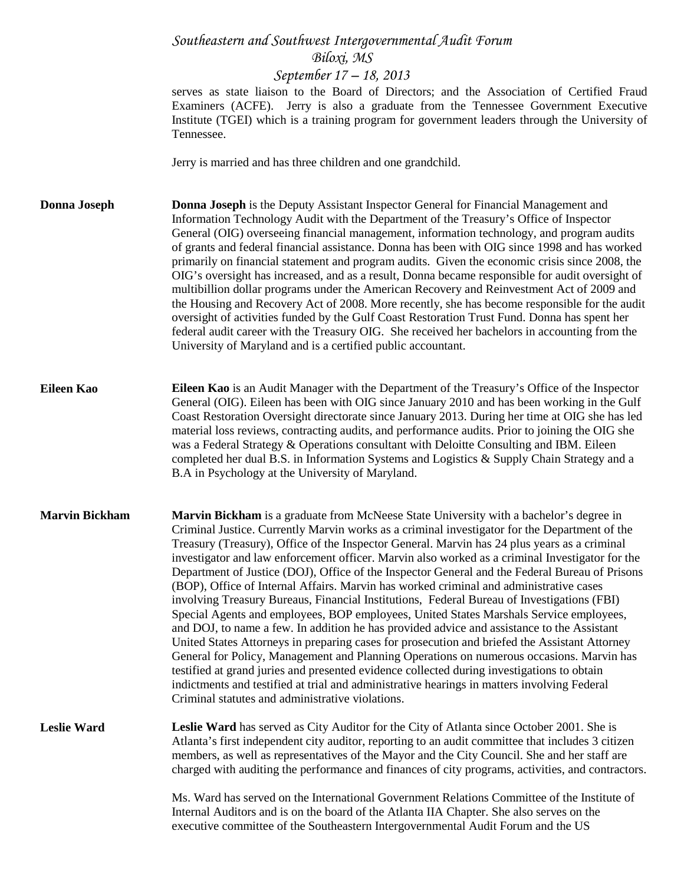serves as state liaison to the Board of Directors; and the Association of Certified Fraud Examiners (ACFE). Jerry is also a graduate from the Tennessee Government Executive Institute (TGEI) which is a training program for government leaders through the University of Tennessee.

Jerry is married and has three children and one grandchild.

**Donna Joseph**

**Donna Joseph** is the Deputy Assistant Inspector General for Financial Management and Information Technology Audit with the Department of the Treasury's Office of Inspector General (OIG) overseeing financial management, information technology, and program audits of grants and federal financial assistance. Donna has been with OIG since 1998 and has worked primarily on financial statement and program audits. Given the economic crisis since 2008, the OIG's oversight has increased, and as a result, Donna became responsible for audit oversight of multibillion dollar programs under the American Recovery and Reinvestment Act of 2009 and the Housing and Recovery Act of 2008. More recently, she has become responsible for the audit oversight of activities funded by the Gulf Coast Restoration Trust Fund. Donna has spent her federal audit career with the Treasury OIG. She received her bachelors in accounting from the University of Maryland and is a certified public accountant.

**Eileen Kao**

**Eileen Kao** is an Audit Manager with the Department of the Treasury's Office of the Inspector General (OIG). Eileen has been with OIG since January 2010 and has been working in the Gulf Coast Restoration Oversight directorate since January 2013. During her time at OIG she has led material loss reviews, contracting audits, and performance audits. Prior to joining the OIG she was a Federal Strategy & Operations consultant with Deloitte Consulting and IBM. Eileen completed her dual B.S. in Information Systems and Logistics & Supply Chain Strategy and a B.A in Psychology at the University of Maryland.

**Marvin Bickham**

**Marvin Bickham** is a graduate from McNeese State University with a bachelor's degree in Criminal Justice. Currently Marvin works as a criminal investigator for the Department of the Treasury (Treasury), Office of the Inspector General. Marvin has 24 plus years as a criminal investigator and law enforcement officer. Marvin also worked as a criminal Investigator for the Department of Justice (DOJ), Office of the Inspector General and the Federal Bureau of Prisons (BOP), Office of Internal Affairs. Marvin has worked criminal and administrative cases involving Treasury Bureaus, Financial Institutions, Federal Bureau of Investigations (FBI) Special Agents and employees, BOP employees, United States Marshals Service employees, and DOJ, to name a few. In addition he has provided advice and assistance to the Assistant United States Attorneys in preparing cases for prosecution and briefed the Assistant Attorney General for Policy, Management and Planning Operations on numerous occasions. Marvin has testified at grand juries and presented evidence collected during investigations to obtain indictments and testified at trial and administrative hearings in matters involving Federal Criminal statutes and administrative violations.

**Leslie Ward**

**Leslie Ward** has served as City Auditor for the City of Atlanta since October 2001. She is Atlanta's first independent city auditor, reporting to an audit committee that includes 3 citizen members, as well as representatives of the Mayor and the City Council. She and her staff are charged with auditing the performance and finances of city programs, activities, and contractors.

Ms. Ward has served on the International Government Relations Committee of the Institute of Internal Auditors and is on the board of the Atlanta IIA Chapter. She also serves on the executive committee of the Southeastern Intergovernmental Audit Forum and the US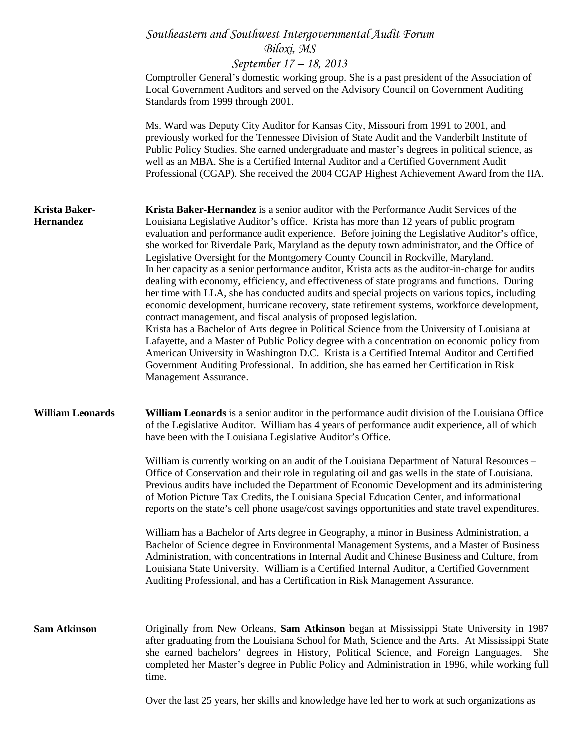Comptroller General's domestic working group. She is a past president of the Association of Local Government Auditors and served on the Advisory Council on Government Auditing Standards from 1999 through 2001.

Ms. Ward was Deputy City Auditor for Kansas City, Missouri from 1991 to 2001, and previously worked for the Tennessee Division of State Audit and the Vanderbilt Institute of Public Policy Studies. She earned undergraduate and master's degrees in political science, as well as an MBA. She is a Certified Internal Auditor and a Certified Government Audit Professional (CGAP). She received the 2004 CGAP Highest Achievement Award from the IIA.

**Krista Baker-Hernandez**

**Krista Baker-Hernandez** is a senior auditor with the Performance Audit Services of the Louisiana Legislative Auditor's office. Krista has more than 12 years of public program evaluation and performance audit experience. Before joining the Legislative Auditor's office, she worked for Riverdale Park, Maryland as the deputy town administrator, and the Office of Legislative Oversight for the Montgomery County Council in Rockville, Maryland.
In her capacity as a senior performance auditor, Krista acts as the auditor-in-charge for audits dealing with economy, efficiency, and effectiveness of state programs and functions. During her time with LLA, she has conducted audits and special projects on various topics, including economic development, hurricane recovery, state retirement systems, workforce development, contract management, and fiscal analysis of proposed legislation.
Krista has a Bachelor of Arts degree in Political Science from the University of Louisiana at Lafayette, and a Master of Public Policy degree with a concentration on economic policy from American University in Washington D.C. Krista is a Certified Internal Auditor and Certified Government Auditing Professional. In addition, she has earned her Certification in Risk Management Assurance.

**William Leonards**

**William Leonards** is a senior auditor in the performance audit division of the Louisiana Office of the Legislative Auditor. William has 4 years of performance audit experience, all of which have been with the Louisiana Legislative Auditor's Office.

William is currently working on an audit of the Louisiana Department of Natural Resources – Office of Conservation and their role in regulating oil and gas wells in the state of Louisiana. Previous audits have included the Department of Economic Development and its administering of Motion Picture Tax Credits, the Louisiana Special Education Center, and informational reports on the state's cell phone usage/cost savings opportunities and state travel expenditures.

William has a Bachelor of Arts degree in Geography, a minor in Business Administration, a Bachelor of Science degree in Environmental Management Systems, and a Master of Business Administration, with concentrations in Internal Audit and Chinese Business and Culture, from Louisiana State University. William is a Certified Internal Auditor, a Certified Government Auditing Professional, and has a Certification in Risk Management Assurance.

**Sam Atkinson**

Originally from New Orleans, **Sam Atkinson** began at Mississippi State University in 1987 after graduating from the Louisiana School for Math, Science and the Arts. At Mississippi State she earned bachelors' degrees in History, Political Science, and Foreign Languages. She completed her Master's degree in Public Policy and Administration in 1996, while working full time.

Over the last 25 years, her skills and knowledge have led her to work at such organizations as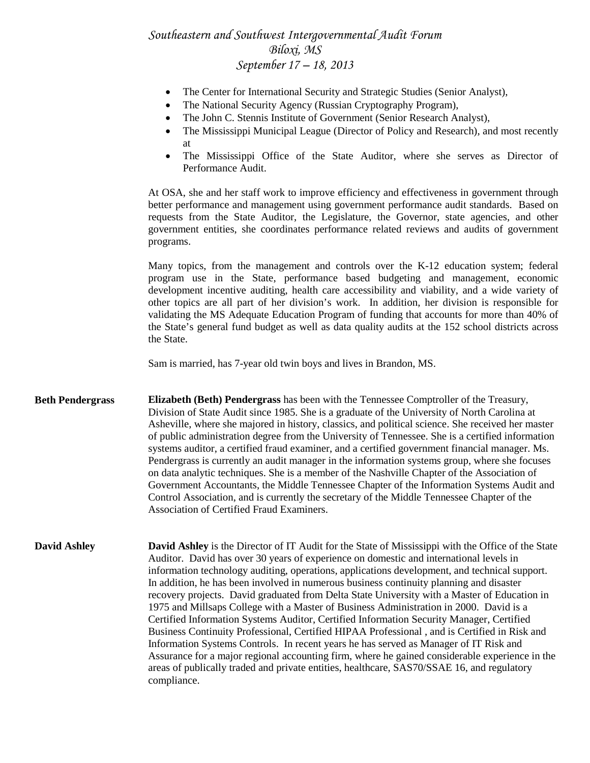- The Center for International Security and Strategic Studies (Senior Analyst),
- The National Security Agency (Russian Cryptography Program),
- The John C. Stennis Institute of Government (Senior Research Analyst),
- The Mississippi Municipal League (Director of Policy and Research), and most recently at
- The Mississippi Office of the State Auditor, where she serves as Director of Performance Audit.

At OSA, she and her staff work to improve efficiency and effectiveness in government through better performance and management using government performance audit standards. Based on requests from the State Auditor, the Legislature, the Governor, state agencies, and other government entities, she coordinates performance related reviews and audits of government programs.

Many topics, from the management and controls over the K-12 education system; federal program use in the State, performance based budgeting and management, economic development incentive auditing, health care accessibility and viability, and a wide variety of other topics are all part of her division's work. In addition, her division is responsible for validating the MS Adequate Education Program of funding that accounts for more than 40% of the State's general fund budget as well as data quality audits at the 152 school districts across the State.

Sam is married, has 7-year old twin boys and lives in Brandon, MS.

**Beth Pendergrass**

**Elizabeth (Beth) Pendergrass** has been with the Tennessee Comptroller of the Treasury, Division of State Audit since 1985. She is a graduate of the University of North Carolina at Asheville, where she majored in history, classics, and political science. She received her master of public administration degree from the University of Tennessee. She is a certified information systems auditor, a certified fraud examiner, and a certified government financial manager. Ms. Pendergrass is currently an audit manager in the information systems group, where she focuses on data analytic techniques. She is a member of the Nashville Chapter of the Association of Government Accountants, the Middle Tennessee Chapter of the Information Systems Audit and Control Association, and is currently the secretary of the Middle Tennessee Chapter of the Association of Certified Fraud Examiners.

**David Ashley**

**David Ashley** is the Director of IT Audit for the State of Mississippi with the Office of the State Auditor. David has over 30 years of experience on domestic and international levels in information technology auditing, operations, applications development, and technical support. In addition, he has been involved in numerous business continuity planning and disaster recovery projects. David graduated from Delta State University with a Master of Education in 1975 and Millsaps College with a Master of Business Administration in 2000. David is a Certified Information Systems Auditor, Certified Information Security Manager, Certified Business Continuity Professional, Certified HIPAA Professional , and is Certified in Risk and Information Systems Controls. In recent years he has served as Manager of IT Risk and Assurance for a major regional accounting firm, where he gained considerable experience in the areas of publically traded and private entities, healthcare, SAS70/SSAE 16, and regulatory compliance.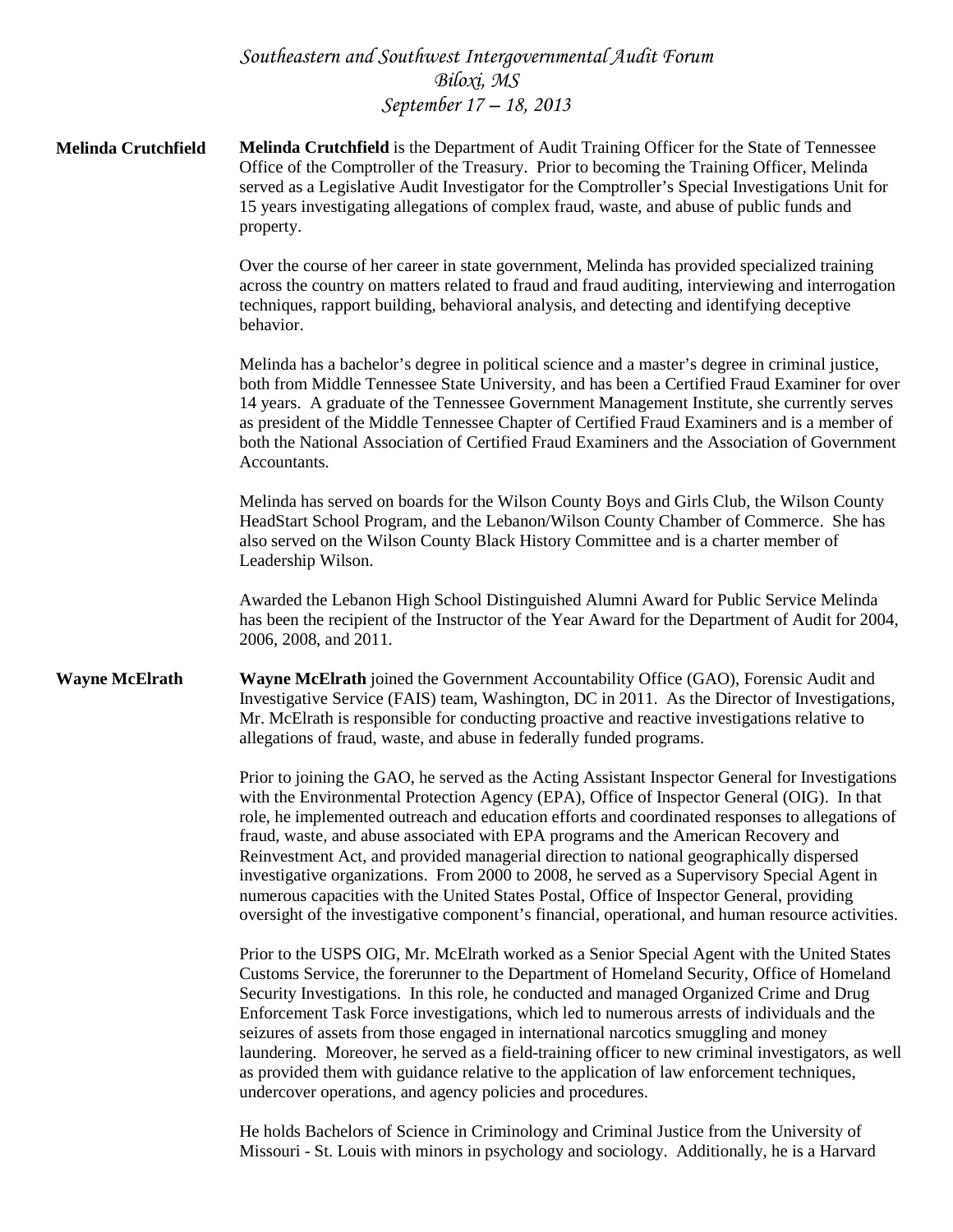*Southeastern and Southwest Intergovernmental Audit Forum*
*Biloxi, MS*
*September 17 – 18, 2013*

**Melinda Crutchfield**

**Melinda Crutchfield** is the Department of Audit Training Officer for the State of Tennessee Office of the Comptroller of the Treasury. Prior to becoming the Training Officer, Melinda served as a Legislative Audit Investigator for the Comptroller's Special Investigations Unit for 15 years investigating allegations of complex fraud, waste, and abuse of public funds and property.

Over the course of her career in state government, Melinda has provided specialized training across the country on matters related to fraud and fraud auditing, interviewing and interrogation techniques, rapport building, behavioral analysis, and detecting and identifying deceptive behavior.

Melinda has a bachelor's degree in political science and a master's degree in criminal justice, both from Middle Tennessee State University, and has been a Certified Fraud Examiner for over 14 years. A graduate of the Tennessee Government Management Institute, she currently serves as president of the Middle Tennessee Chapter of Certified Fraud Examiners and is a member of both the National Association of Certified Fraud Examiners and the Association of Government Accountants.

Melinda has served on boards for the Wilson County Boys and Girls Club, the Wilson County HeadStart School Program, and the Lebanon/Wilson County Chamber of Commerce. She has also served on the Wilson County Black History Committee and is a charter member of Leadership Wilson.

Awarded the Lebanon High School Distinguished Alumni Award for Public Service Melinda has been the recipient of the Instructor of the Year Award for the Department of Audit for 2004, 2006, 2008, and 2011.

**Wayne McElrath**

**Wayne McElrath** joined the Government Accountability Office (GAO), Forensic Audit and Investigative Service (FAIS) team, Washington, DC in 2011. As the Director of Investigations, Mr. McElrath is responsible for conducting proactive and reactive investigations relative to allegations of fraud, waste, and abuse in federally funded programs.

Prior to joining the GAO, he served as the Acting Assistant Inspector General for Investigations with the Environmental Protection Agency (EPA), Office of Inspector General (OIG). In that role, he implemented outreach and education efforts and coordinated responses to allegations of fraud, waste, and abuse associated with EPA programs and the American Recovery and Reinvestment Act, and provided managerial direction to national geographically dispersed investigative organizations. From 2000 to 2008, he served as a Supervisory Special Agent in numerous capacities with the United States Postal, Office of Inspector General, providing oversight of the investigative component's financial, operational, and human resource activities.

Prior to the USPS OIG, Mr. McElrath worked as a Senior Special Agent with the United States Customs Service, the forerunner to the Department of Homeland Security, Office of Homeland Security Investigations. In this role, he conducted and managed Organized Crime and Drug Enforcement Task Force investigations, which led to numerous arrests of individuals and the seizures of assets from those engaged in international narcotics smuggling and money laundering. Moreover, he served as a field-training officer to new criminal investigators, as well as provided them with guidance relative to the application of law enforcement techniques, undercover operations, and agency policies and procedures.

He holds Bachelors of Science in Criminology and Criminal Justice from the University of Missouri - St. Louis with minors in psychology and sociology. Additionally, he is a Harvard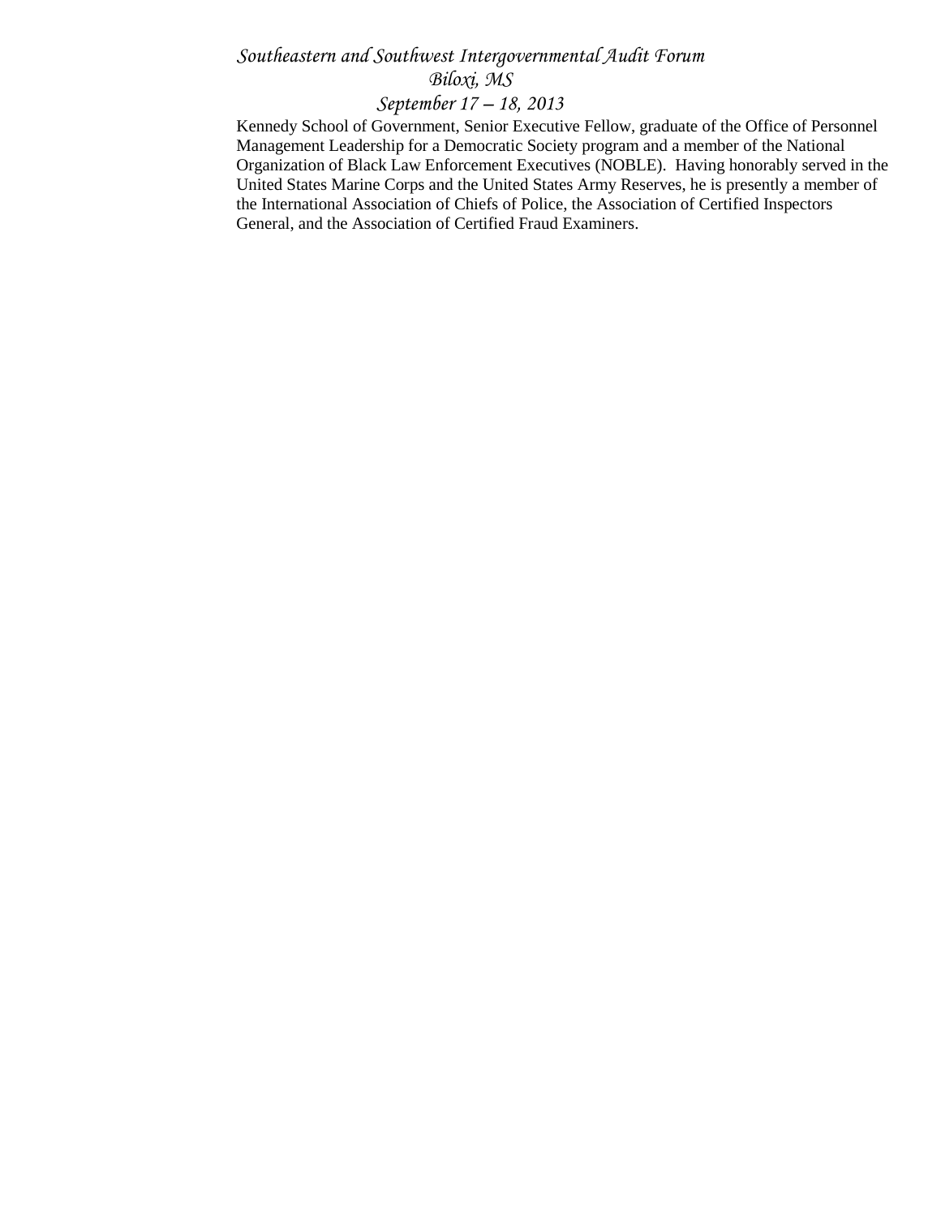Kennedy School of Government, Senior Executive Fellow, graduate of the Office of Personnel Management Leadership for a Democratic Society program and a member of the National Organization of Black Law Enforcement Executives (NOBLE). Having honorably served in the United States Marine Corps and the United States Army Reserves, he is presently a member of the International Association of Chiefs of Police, the Association of Certified Inspectors General, and the Association of Certified Fraud Examiners.